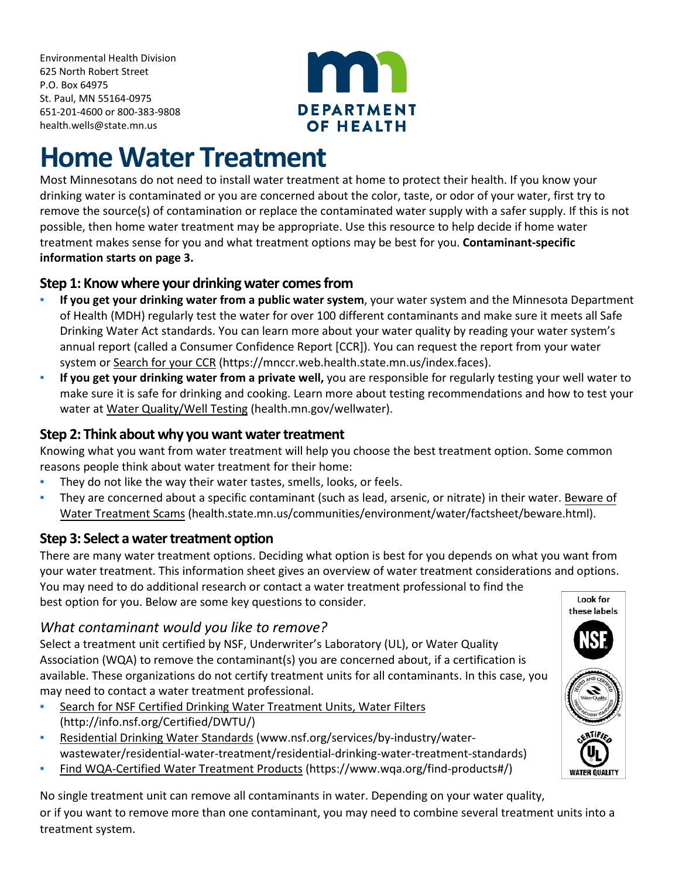Environmental Health Division
625 North Robert Street
P.O. Box 64975
St. Paul, MN 55164-0975
651-201-4600 or 800-383-9808
health.wells@state.mn.us

# Home Water Treatment

Most Minnesotans do not need to install water treatment at home to protect their health. If you know your drinking water is contaminated or you are concerned about the color, taste, or odor of your water, first try to remove the source(s) of contamination or replace the contaminated water supply with a safer supply. If this is not possible, then home water treatment may be appropriate. Use this resource to help decide if home water treatment makes sense for you and what treatment options may be best for you. **Contaminant-specific information starts on page 3.**

## Step 1: Know where your drinking water comes from

- **If you get your drinking water from a public water system**, your water system and the Minnesota Department of Health (MDH) regularly test the water for over 100 different contaminants and make sure it meets all Safe Drinking Water Act standards. You can learn more about your water quality by reading your water system's annual report (called a Consumer Confidence Report [CCR]). You can request the report from your water system or Search for your CCR (https://mnccr.web.health.state.mn.us/index.faces).
- **If you get your drinking water from a private well,** you are responsible for regularly testing your well water to make sure it is safe for drinking and cooking. Learn more about testing recommendations and how to test your water at Water Quality/Well Testing (health.mn.gov/wellwater).

## Step 2: Think about why you want water treatment

Knowing what you want from water treatment will help you choose the best treatment option. Some common reasons people think about water treatment for their home:

- They do not like the way their water tastes, smells, looks, or feels.
- They are concerned about a specific contaminant (such as lead, arsenic, or nitrate) in their water. Beware of Water Treatment Scams (health.state.mn.us/communities/environment/water/factsheet/beware.html).

## Step 3: Select a water treatment option

There are many water treatment options. Deciding what option is best for you depends on what you want from your water treatment. This information sheet gives an overview of water treatment considerations and options. You may need to do additional research or contact a water treatment professional to find the best option for you. Below are some key questions to consider.

### *What contaminant would you like to remove?*

Select a treatment unit certified by NSF, Underwriter's Laboratory (UL), or Water Quality Association (WQA) to remove the contaminant(s) you are concerned about, if a certification is available. These organizations do not certify treatment units for all contaminants. In this case, you may need to contact a water treatment professional.

- Search for NSF Certified Drinking Water Treatment Units, Water Filters (http://info.nsf.org/Certified/DWTU/)
- Residential Drinking Water Standards (www.nsf.org/services/by-industry/water-wastewater/residential-water-treatment/residential-drinking-water-treatment-standards)
- Find WQA-Certified Water Treatment Products (https://www.wqa.org/find-products#/)

Look for these labels

No single treatment unit can remove all contaminants in water. Depending on your water quality, or if you want to remove more than one contaminant, you may need to combine several treatment units into a treatment system.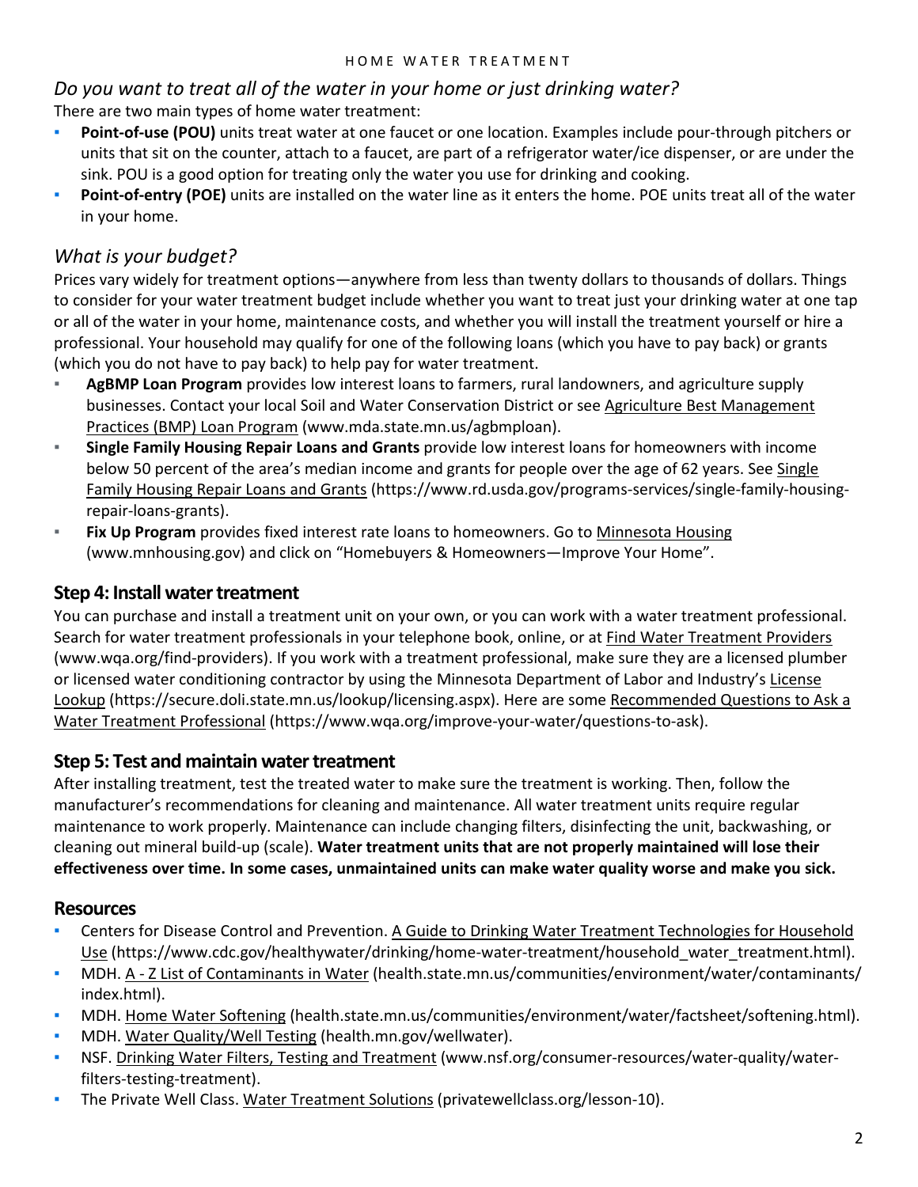### *Do you want to treat all of the water in your home or just drinking water?*

There are two main types of home water treatment:

- **Point-of-use (POU)** units treat water at one faucet or one location. Examples include pour-through pitchers or units that sit on the counter, attach to a faucet, are part of a refrigerator water/ice dispenser, or are under the sink. POU is a good option for treating only the water you use for drinking and cooking.
- **Point-of-entry (POE)** units are installed on the water line as it enters the home. POE units treat all of the water in your home.

### *What is your budget?*

Prices vary widely for treatment options—anywhere from less than twenty dollars to thousands of dollars. Things to consider for your water treatment budget include whether you want to treat just your drinking water at one tap or all of the water in your home, maintenance costs, and whether you will install the treatment yourself or hire a professional. Your household may qualify for one of the following loans (which you have to pay back) or grants (which you do not have to pay back) to help pay for water treatment.

- **AgBMP Loan Program** provides low interest loans to farmers, rural landowners, and agriculture supply businesses. Contact your local Soil and Water Conservation District or see Agriculture Best Management Practices (BMP) Loan Program (www.mda.state.mn.us/agbmploan).
- **Single Family Housing Repair Loans and Grants** provide low interest loans for homeowners with income below 50 percent of the area's median income and grants for people over the age of 62 years. See Single Family Housing Repair Loans and Grants (https://www.rd.usda.gov/programs-services/single-family-housing-repair-loans-grants).
- **Fix Up Program** provides fixed interest rate loans to homeowners. Go to Minnesota Housing (www.mnhousing.gov) and click on "Homebuyers & Homeowners—Improve Your Home".

## Step 4: Install water treatment

You can purchase and install a treatment unit on your own, or you can work with a water treatment professional. Search for water treatment professionals in your telephone book, online, or at Find Water Treatment Providers (www.wqa.org/find-providers). If you work with a treatment professional, make sure they are a licensed plumber or licensed water conditioning contractor by using the Minnesota Department of Labor and Industry's License Lookup (https://secure.doli.state.mn.us/lookup/licensing.aspx). Here are some Recommended Questions to Ask a Water Treatment Professional (https://www.wqa.org/improve-your-water/questions-to-ask).

## Step 5: Test and maintain water treatment

After installing treatment, test the treated water to make sure the treatment is working. Then, follow the manufacturer's recommendations for cleaning and maintenance. All water treatment units require regular maintenance to work properly. Maintenance can include changing filters, disinfecting the unit, backwashing, or cleaning out mineral build-up (scale). **Water treatment units that are not properly maintained will lose their effectiveness over time. In some cases, unmaintained units can make water quality worse and make you sick.**

## Resources

- Centers for Disease Control and Prevention. A Guide to Drinking Water Treatment Technologies for Household Use (https://www.cdc.gov/healthywater/drinking/home-water-treatment/household_water_treatment.html).
- MDH. A - Z List of Contaminants in Water (health.state.mn.us/communities/environment/water/contaminants/index.html).
- MDH. Home Water Softening (health.state.mn.us/communities/environment/water/factsheet/softening.html).
- MDH. Water Quality/Well Testing (health.mn.gov/wellwater).
- NSF. Drinking Water Filters, Testing and Treatment (www.nsf.org/consumer-resources/water-quality/water-filters-testing-treatment).
- The Private Well Class. Water Treatment Solutions (privatewellclass.org/lesson-10).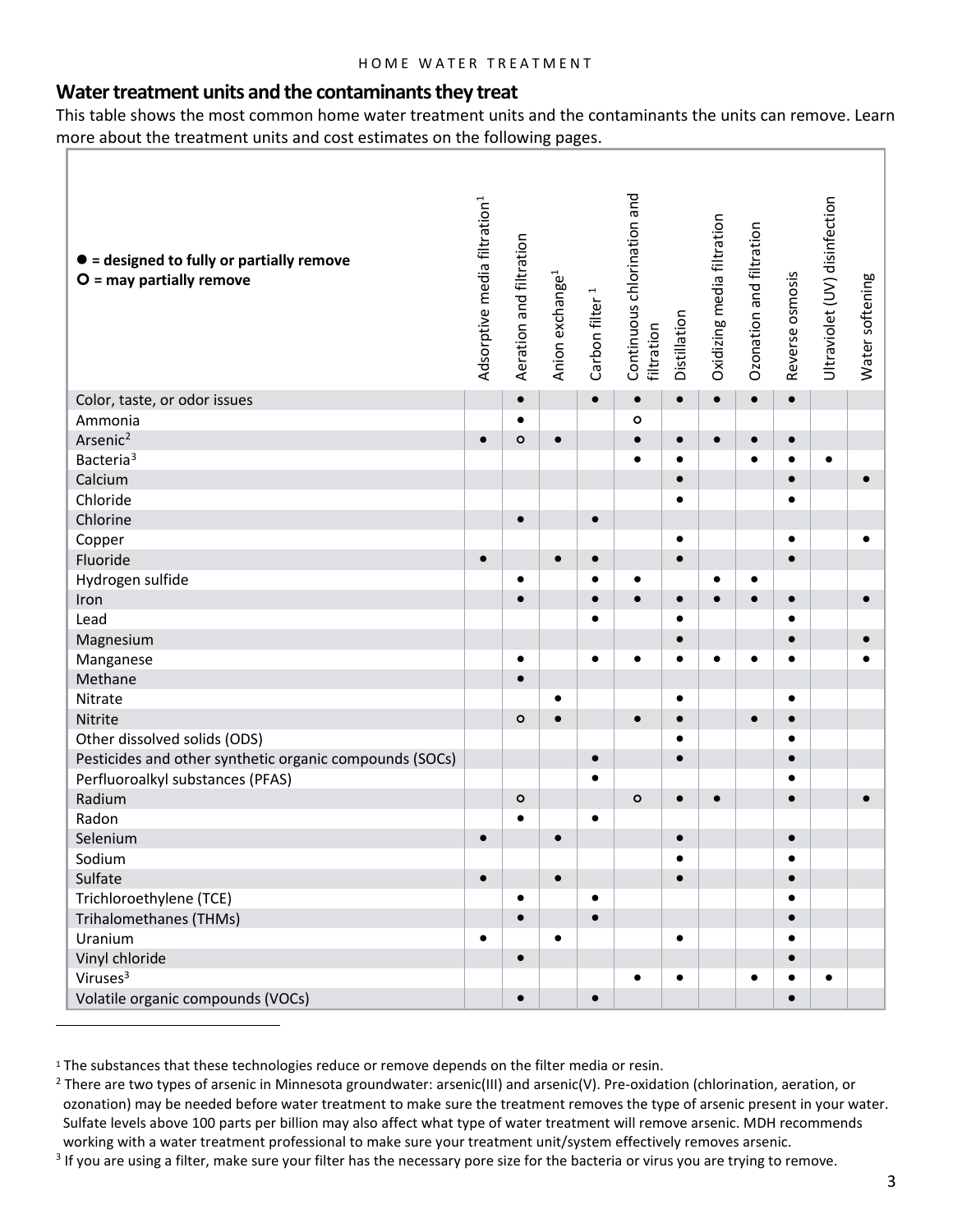## Water treatment units and the contaminants they treat

This table shows the most common home water treatment units and the contaminants the units can remove. Learn more about the treatment units and cost estimates on the following pages.

| ● = designed to fully or partially remove<br>○ = may partially remove | Adsorptive media filtration[1] | Aeration and filtration | Anion exchange[1] | Carbon filter[1] | Continuous chlorination and filtration | Distillation | Oxidizing media filtration | Ozonation and filtration | Reverse osmosis | Ultraviolet (UV) disinfection | Water softening |
|---|---|---|---|---|---|---|---|---|---|---|---|
| Color, taste, or odor issues | | ● | | ● | ● | ● | ● | ● | ● | | |
| Ammonia | | ● | | | ○ | | | | | | |
| Arsenic[2] | ● | ○ | ● | | ● | ● | ● | ● | ● | | |
| Bacteria[3] | | | | | ● | ● | | ● | ● | ● | |
| Calcium | | | | | | ● | | | ● | | ● |
| Chloride | | | | | | ● | | | ● | | |
| Chlorine | | ● | | ● | | | | | | | |
| Copper | | | | | | ● | | | ● | | ● |
| Fluoride | ● | | ● | ● | | ● | | | ● | | |
| Hydrogen sulfide | | ● | | ● | ● | | ● | ● | | | |
| Iron | | ● | | ● | ● | ● | ● | ● | ● | | ● |
| Lead | | | | ● | | ● | | | ● | | |
| Magnesium | | | | | | ● | | | ● | | ● |
| Manganese | | ● | | ● | ● | ● | ● | ● | ● | | ● |
| Methane | | ● | | | | | | | | | |
| Nitrate | | | ● | | | ● | | | ● | | |
| Nitrite | | ○ | ● | | ● | ● | | ● | ● | | |
| Other dissolved solids (ODS) | | | | | | ● | | | ● | | |
| Pesticides and other synthetic organic compounds (SOCs) | | | | ● | | ● | | | ● | | |
| Perfluoroalkyl substances (PFAS) | | | | ● | | | | | ● | | |
| Radium | | ○ | | | ○ | ● | ● | | ● | | ● |
| Radon | | ● | | ● | | | | | | | |
| Selenium | ● | | ● | | | ● | | | ● | | |
| Sodium | | | | | | ● | | | ● | | |
| Sulfate | ● | | ● | | | ● | | | ● | | |
| Trichloroethylene (TCE) | | ● | | ● | | | | | ● | | |
| Trihalomethanes (THMs) | | ● | | ● | | | | | ● | | |
| Uranium | ● | | ● | | | ● | | | ● | | |
| Vinyl chloride | | ● | | | | | | | ● | | |
| Viruses[3] | | | | | ● | ● | | ● | ● | ● | |
| Volatile organic compounds (VOCs) | | ● | | ● | | | | | ● | | |

[1] The substances that these technologies reduce or remove depends on the filter media or resin.

[2] There are two types of arsenic in Minnesota groundwater: arsenic(III) and arsenic(V). Pre-oxidation (chlorination, aeration, or ozonation) may be needed before water treatment to make sure the treatment removes the type of arsenic present in your water. Sulfate levels above 100 parts per billion may also affect what type of water treatment will remove arsenic. MDH recommends working with a water treatment professional to make sure your treatment unit/system effectively removes arsenic.

[3] If you are using a filter, make sure your filter has the necessary pore size for the bacteria or virus you are trying to remove.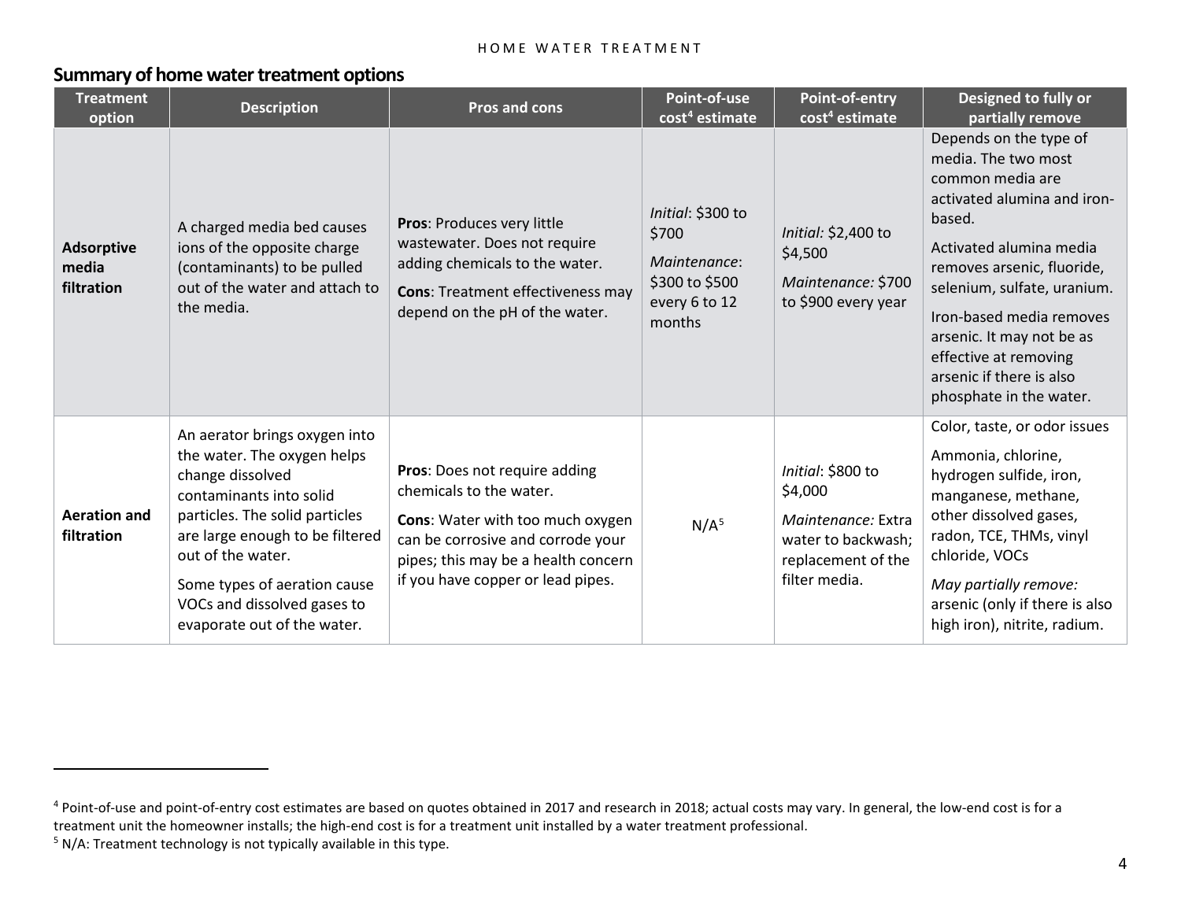## Summary of home water treatment options

| Treatment option | Description | Pros and cons | Point-of-use cost[4] estimate | Point-of-entry cost[4] estimate | Designed to fully or partially remove |
|---|---|---|---|---|---|
| **Adsorptive media filtration** | A charged media bed causes ions of the opposite charge (contaminants) to be pulled out of the water and attach to the media. | **Pros**: Produces very little wastewater. Does not require adding chemicals to the water. **Cons**: Treatment effectiveness may depend on the pH of the water. | *Initial*: $300 to $700 *Maintenance*: $300 to $500 every 6 to 12 months | *Initial:* $2,400 to $4,500 *Maintenance:* $700 to $900 every year | Depends on the type of media. The two most common media are activated alumina and iron-based. Activated alumina media removes arsenic, fluoride, selenium, sulfate, uranium. Iron-based media removes arsenic. It may not be as effective at removing arsenic if there is also phosphate in the water. |
| **Aeration and filtration** | An aerator brings oxygen into the water. The oxygen helps change dissolved contaminants into solid particles. The solid particles are large enough to be filtered out of the water. Some types of aeration cause VOCs and dissolved gases to evaporate out of the water. | **Pros**: Does not require adding chemicals to the water. **Cons**: Water with too much oxygen can be corrosive and corrode your pipes; this may be a health concern if you have copper or lead pipes. | N/A[5] | *Initial*: $800 to $4,000 *Maintenance:* Extra water to backwash; replacement of the filter media. | Color, taste, or odor issues Ammonia, chlorine, hydrogen sulfide, iron, manganese, methane, other dissolved gases, radon, TCE, THMs, vinyl chloride, VOCs *May partially remove:* arsenic (only if there is also high iron), nitrite, radium. |

[4] Point-of-use and point-of-entry cost estimates are based on quotes obtained in 2017 and research in 2018; actual costs may vary. In general, the low-end cost is for a treatment unit the homeowner installs; the high-end cost is for a treatment unit installed by a water treatment professional.

[5] N/A: Treatment technology is not typically available in this type.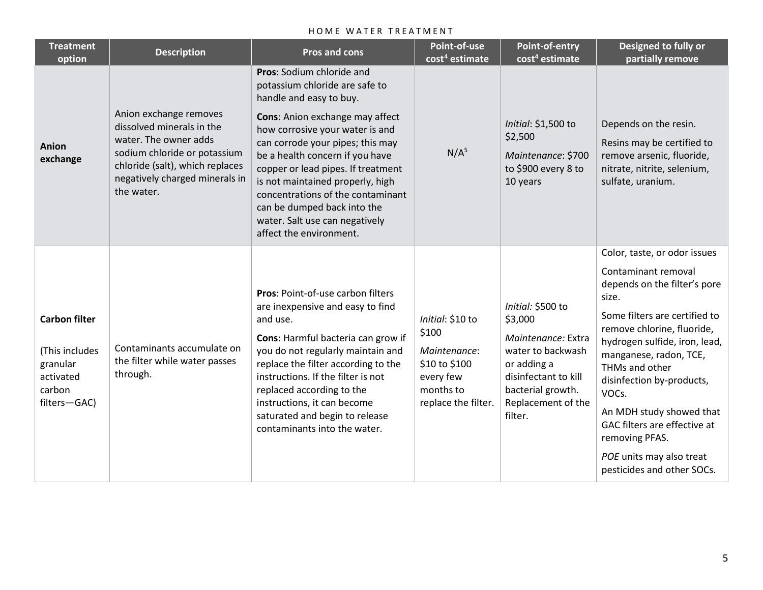| Treatment option | Description | Pros and cons | Point-of-use cost[4] estimate | Point-of-entry cost[4] estimate | Designed to fully or partially remove |
|---|---|---|---|---|---|
| **Anion exchange** | Anion exchange removes dissolved minerals in the water. The owner adds sodium chloride or potassium chloride (salt), which replaces negatively charged minerals in the water. | **Pros**: Sodium chloride and potassium chloride are safe to handle and easy to buy.<br><br>**Cons**: Anion exchange may affect how corrosive your water is and can corrode your pipes; this may be a health concern if you have copper or lead pipes. If treatment is not maintained properly, high concentrations of the contaminant can be dumped back into the water. Salt use can negatively affect the environment. | N/A[5] | *Initial*: $1,500 to $2,500<br><br>*Maintenance*: $700 to $900 every 8 to 10 years | Depends on the resin.<br><br>Resins may be certified to remove arsenic, fluoride, nitrate, nitrite, selenium, sulfate, uranium. |
| **Carbon filter**<br><br>(This includes granular activated carbon filters—GAC) | Contaminants accumulate on the filter while water passes through. | **Pros**: Point-of-use carbon filters are inexpensive and easy to find and use.<br><br>**Cons**: Harmful bacteria can grow if you do not regularly maintain and replace the filter according to the instructions. If the filter is not replaced according to the instructions, it can become saturated and begin to release contaminants into the water. | *Initial*: $10 to $100<br><br>*Maintenance*: $10 to $100 every few months to replace the filter. | *Initial:* $500 to $3,000<br><br>*Maintenance:* Extra water to backwash or adding a disinfectant to kill bacterial growth. Replacement of the filter. | Color, taste, or odor issues<br><br>Contaminant removal depends on the filter's pore size.<br><br>Some filters are certified to remove chlorine, fluoride, hydrogen sulfide, iron, lead, manganese, radon, TCE, THMs and other disinfection by-products, VOCs.<br><br>An MDH study showed that GAC filters are effective at removing PFAS.<br><br>*POE* units may also treat pesticides and other SOCs. |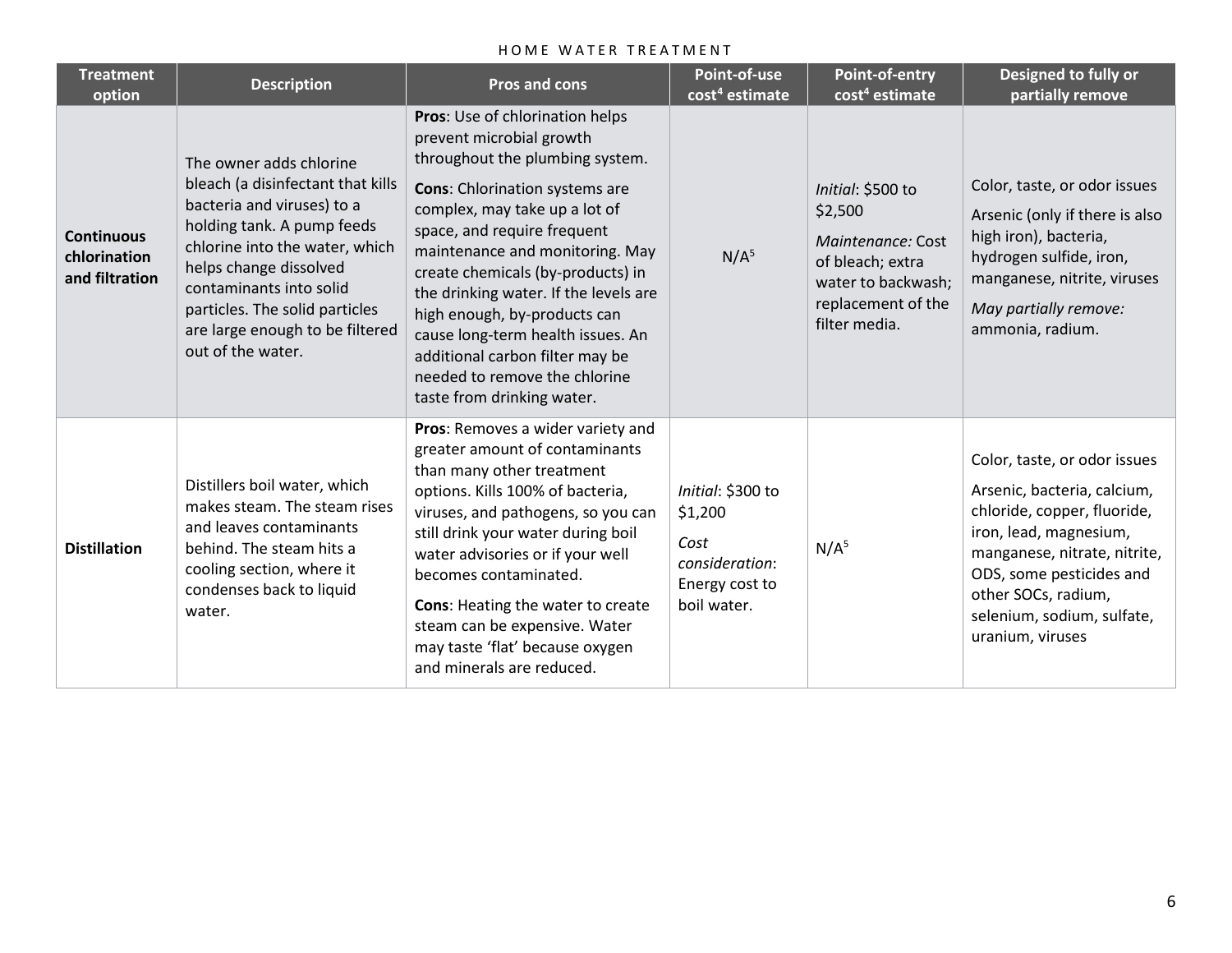| Treatment option | Description | Pros and cons | Point-of-use cost[4] estimate | Point-of-entry cost[4] estimate | Designed to fully or partially remove |
|---|---|---|---|---|---|
| **Continuous chlorination and filtration** | The owner adds chlorine bleach (a disinfectant that kills bacteria and viruses) to a holding tank. A pump feeds chlorine into the water, which helps change dissolved contaminants into solid particles. The solid particles are large enough to be filtered out of the water. | **Pros**: Use of chlorination helps prevent microbial growth throughout the plumbing system.<br><br>**Cons**: Chlorination systems are complex, may take up a lot of space, and require frequent maintenance and monitoring. May create chemicals (by-products) in the drinking water. If the levels are high enough, by-products can cause long-term health issues. An additional carbon filter may be needed to remove the chlorine taste from drinking water. | N/A[5] | *Initial*: \$500 to \$2,500<br><br>*Maintenance:* Cost of bleach; extra water to backwash; replacement of the filter media. | Color, taste, or odor issues<br><br>Arsenic (only if there is also high iron), bacteria, hydrogen sulfide, iron, manganese, nitrite, viruses<br><br>*May partially remove:* ammonia, radium. |
| **Distillation** | Distillers boil water, which makes steam. The steam rises and leaves contaminants behind. The steam hits a cooling section, where it condenses back to liquid water. | **Pros**: Removes a wider variety and greater amount of contaminants than many other treatment options. Kills 100% of bacteria, viruses, and pathogens, so you can still drink your water during boil water advisories or if your well becomes contaminated.<br><br>**Cons**: Heating the water to create steam can be expensive. Water may taste 'flat' because oxygen and minerals are reduced. | *Initial*: \$300 to \$1,200<br><br>*Cost consideration*: Energy cost to boil water. | N/A[5] | Color, taste, or odor issues<br><br>Arsenic, bacteria, calcium, chloride, copper, fluoride, iron, lead, magnesium, manganese, nitrate, nitrite, ODS, some pesticides and other SOCs, radium, selenium, sodium, sulfate, uranium, viruses |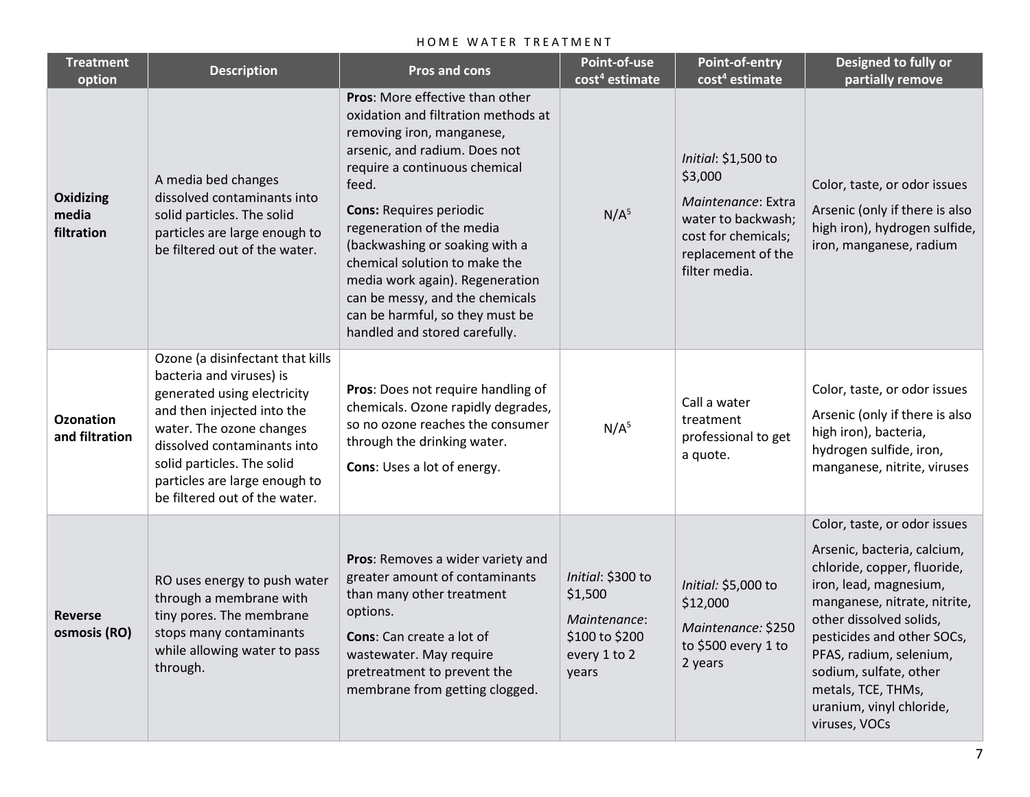| Treatment option | Description | Pros and cons | Point-of-use cost[4] estimate | Point-of-entry cost[4] estimate | Designed to fully or partially remove |
|---|---|---|---|---|---|
| **Oxidizing media filtration** | A media bed changes dissolved contaminants into solid particles. The solid particles are large enough to be filtered out of the water. | **Pros**: More effective than other oxidation and filtration methods at removing iron, manganese, arsenic, and radium. Does not require a continuous chemical feed.<br>**Cons:** Requires periodic regeneration of the media (backwashing or soaking with a chemical solution to make the media work again). Regeneration can be messy, and the chemicals can be harmful, so they must be handled and stored carefully. | N/A[5] | *Initial*: $1,500 to $3,000<br>*Maintenance*: Extra water to backwash; cost for chemicals; replacement of the filter media. | Color, taste, or odor issues<br>Arsenic (only if there is also high iron), hydrogen sulfide, iron, manganese, radium |
| **Ozonation and filtration** | Ozone (a disinfectant that kills bacteria and viruses) is generated using electricity and then injected into the water. The ozone changes dissolved contaminants into solid particles. The solid particles are large enough to be filtered out of the water. | **Pros**: Does not require handling of chemicals. Ozone rapidly degrades, so no ozone reaches the consumer through the drinking water.<br>**Cons**: Uses a lot of energy. | N/A[5] | Call a water treatment professional to get a quote. | Color, taste, or odor issues<br>Arsenic (only if there is also high iron), bacteria, hydrogen sulfide, iron, manganese, nitrite, viruses |
| **Reverse osmosis (RO)** | RO uses energy to push water through a membrane with tiny pores. The membrane stops many contaminants while allowing water to pass through. | **Pros**: Removes a wider variety and greater amount of contaminants than many other treatment options.<br>**Cons**: Can create a lot of wastewater. May require pretreatment to prevent the membrane from getting clogged. | *Initial*: $300 to $1,500<br>*Maintenance*: $100 to $200 every 1 to 2 years | *Initial:* $5,000 to $12,000<br>*Maintenance:* $250 to $500 every 1 to 2 years | Color, taste, or odor issues<br>Arsenic, bacteria, calcium, chloride, copper, fluoride, iron, lead, magnesium, manganese, nitrate, nitrite, other dissolved solids, pesticides and other SOCs, PFAS, radium, selenium, sodium, sulfate, other metals, TCE, THMs, uranium, vinyl chloride, viruses, VOCs |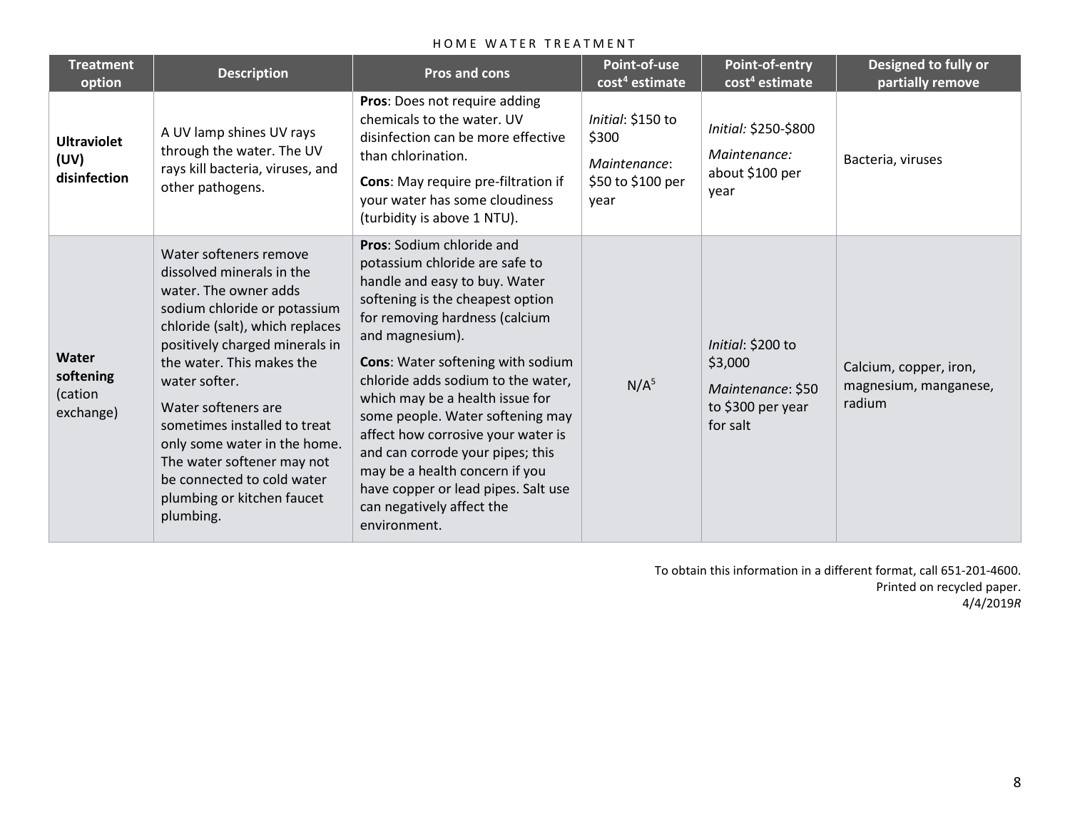| Treatment option | Description | Pros and cons | Point-of-use cost[4] estimate | Point-of-entry cost[4] estimate | Designed to fully or partially remove |
|---|---|---|---|---|---|
| **Ultraviolet (UV) disinfection** | A UV lamp shines UV rays through the water. The UV rays kill bacteria, viruses, and other pathogens. | **Pros**: Does not require adding chemicals to the water. UV disinfection can be more effective than chlorination.<br>**Cons**: May require pre-filtration if your water has some cloudiness (turbidity is above 1 NTU). | *Initial*: \$150 to \$300<br>*Maintenance*: \$50 to \$100 per year | *Initial:* \$250-\$800<br>*Maintenance:* about \$100 per year | Bacteria, viruses |
| **Water softening** (cation exchange) | Water softeners remove dissolved minerals in the water. The owner adds sodium chloride or potassium chloride (salt), which replaces positively charged minerals in the water. This makes the water softer.<br>Water softeners are sometimes installed to treat only some water in the home. The water softener may not be connected to cold water plumbing or kitchen faucet plumbing. | **Pros**: Sodium chloride and potassium chloride are safe to handle and easy to buy. Water softening is the cheapest option for removing hardness (calcium and magnesium).<br>**Cons**: Water softening with sodium chloride adds sodium to the water, which may be a health issue for some people. Water softening may affect how corrosive your water is and can corrode your pipes; this may be a health concern if you have copper or lead pipes. Salt use can negatively affect the environment. | N/A[5] | *Initial*: \$200 to \$3,000<br>*Maintenance*: \$50 to \$300 per year for salt | Calcium, copper, iron, magnesium, manganese, radium |

To obtain this information in a different format, call 651-201-4600.
Printed on recycled paper.
4/4/2019*R*